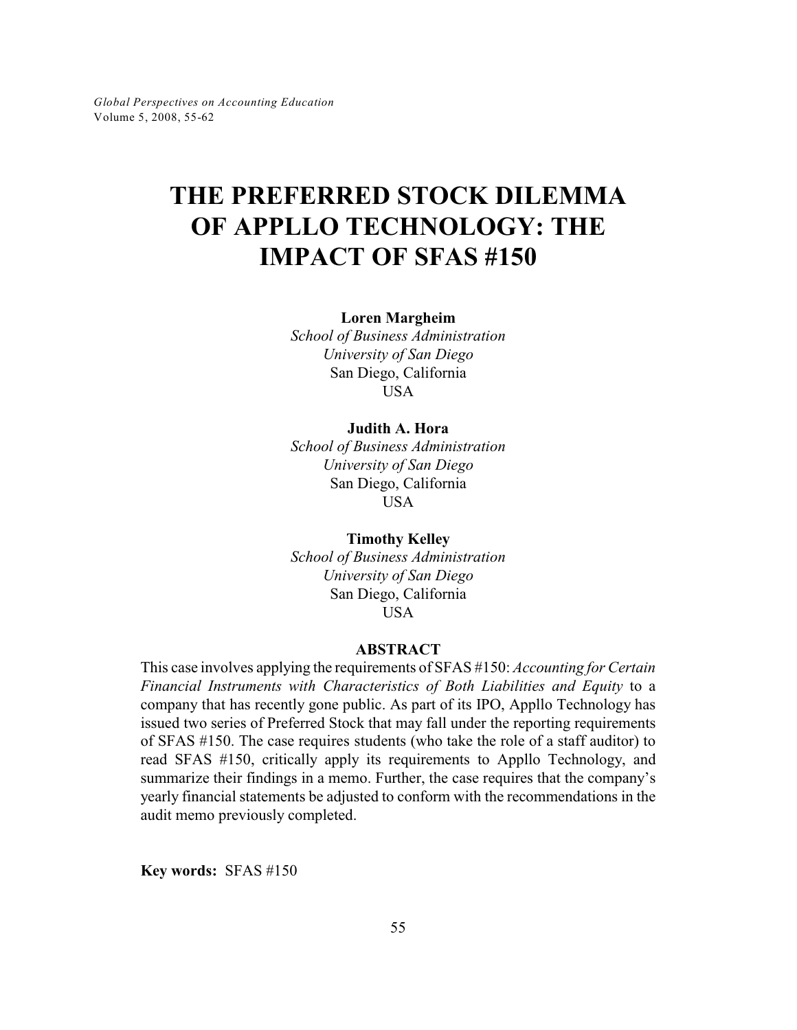# THE PREFERRED STOCK DILEMMA OF APPLLO TECHNOLOGY: THE IMPACT OF SFAS #150

**Loren Margheim**
*School of Business Administration*
*University of San Diego*
San Diego, California
USA

**Judith A. Hora**
*School of Business Administration*
*University of San Diego*
San Diego, California
USA

**Timothy Kelley**
*School of Business Administration*
*University of San Diego*
San Diego, California
USA

## ABSTRACT

This case involves applying the requirements of SFAS #150: *Accounting for Certain Financial Instruments with Characteristics of Both Liabilities and Equity* to a company that has recently gone public. As part of its IPO, Appllo Technology has issued two series of Preferred Stock that may fall under the reporting requirements of SFAS #150. The case requires students (who take the role of a staff auditor) to read SFAS #150, critically apply its requirements to Appllo Technology, and summarize their findings in a memo. Further, the case requires that the company's yearly financial statements be adjusted to conform with the recommendations in the audit memo previously completed.

**Key words:** SFAS #150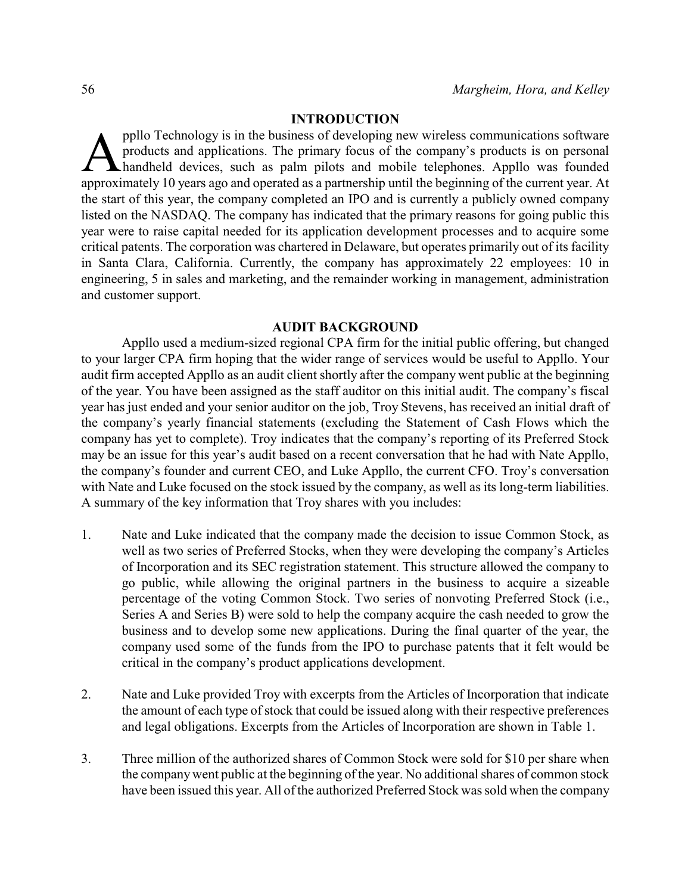## INTRODUCTION

Appllo Technology is in the business of developing new wireless communications software products and applications. The primary focus of the company's products is on personal handheld devices, such as palm pilots and mobile telephones. Appllo was founded approximately 10 years ago and operated as a partnership until the beginning of the current year. At the start of this year, the company completed an IPO and is currently a publicly owned company listed on the NASDAQ. The company has indicated that the primary reasons for going public this year were to raise capital needed for its application development processes and to acquire some critical patents. The corporation was chartered in Delaware, but operates primarily out of its facility in Santa Clara, California. Currently, the company has approximately 22 employees: 10 in engineering, 5 in sales and marketing, and the remainder working in management, administration and customer support.

## AUDIT BACKGROUND

Appllo used a medium-sized regional CPA firm for the initial public offering, but changed to your larger CPA firm hoping that the wider range of services would be useful to Appllo. Your audit firm accepted Appllo as an audit client shortly after the company went public at the beginning of the year. You have been assigned as the staff auditor on this initial audit. The company's fiscal year has just ended and your senior auditor on the job, Troy Stevens, has received an initial draft of the company's yearly financial statements (excluding the Statement of Cash Flows which the company has yet to complete). Troy indicates that the company's reporting of its Preferred Stock may be an issue for this year's audit based on a recent conversation that he had with Nate Appllo, the company's founder and current CEO, and Luke Appllo, the current CFO. Troy's conversation with Nate and Luke focused on the stock issued by the company, as well as its long-term liabilities. A summary of the key information that Troy shares with you includes:

1. Nate and Luke indicated that the company made the decision to issue Common Stock, as well as two series of Preferred Stocks, when they were developing the company's Articles of Incorporation and its SEC registration statement. This structure allowed the company to go public, while allowing the original partners in the business to acquire a sizeable percentage of the voting Common Stock. Two series of nonvoting Preferred Stock (i.e., Series A and Series B) were sold to help the company acquire the cash needed to grow the business and to develop some new applications. During the final quarter of the year, the company used some of the funds from the IPO to purchase patents that it felt would be critical in the company's product applications development.

2. Nate and Luke provided Troy with excerpts from the Articles of Incorporation that indicate the amount of each type of stock that could be issued along with their respective preferences and legal obligations. Excerpts from the Articles of Incorporation are shown in Table 1.

3. Three million of the authorized shares of Common Stock were sold for $10 per share when the company went public at the beginning of the year. No additional shares of common stock have been issued this year. All of the authorized Preferred Stock was sold when the company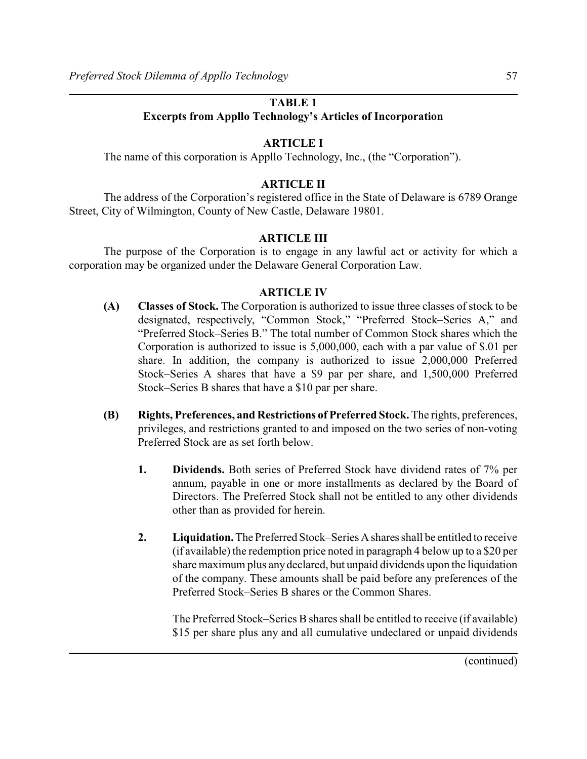**TABLE 1**
**Excerpts from Appllo Technology's Articles of Incorporation**

**ARTICLE I**

The name of this corporation is Appllo Technology, Inc., (the "Corporation").

**ARTICLE II**

The address of the Corporation's registered office in the State of Delaware is 6789 Orange Street, City of Wilmington, County of New Castle, Delaware 19801.

**ARTICLE III**

The purpose of the Corporation is to engage in any lawful act or activity for which a corporation may be organized under the Delaware General Corporation Law.

**ARTICLE IV**

**(A) Classes of Stock.** The Corporation is authorized to issue three classes of stock to be designated, respectively, "Common Stock," "Preferred Stock–Series A," and "Preferred Stock–Series B." The total number of Common Stock shares which the Corporation is authorized to issue is 5,000,000, each with a par value of $.01 per share. In addition, the company is authorized to issue 2,000,000 Preferred Stock–Series A shares that have a $9 par per share, and 1,500,000 Preferred Stock–Series B shares that have a $10 par per share.

**(B) Rights, Preferences, and Restrictions of Preferred Stock.** The rights, preferences, privileges, and restrictions granted to and imposed on the two series of non-voting Preferred Stock are as set forth below.

**1. Dividends.** Both series of Preferred Stock have dividend rates of 7% per annum, payable in one or more installments as declared by the Board of Directors. The Preferred Stock shall not be entitled to any other dividends other than as provided for herein.

**2. Liquidation.** The Preferred Stock–Series A shares shall be entitled to receive (if available) the redemption price noted in paragraph 4 below up to a $20 per share maximum plus any declared, but unpaid dividends upon the liquidation of the company. These amounts shall be paid before any preferences of the Preferred Stock–Series B shares or the Common Shares.

The Preferred Stock–Series B shares shall be entitled to receive (if available) $15 per share plus any and all cumulative undeclared or unpaid dividends

(continued)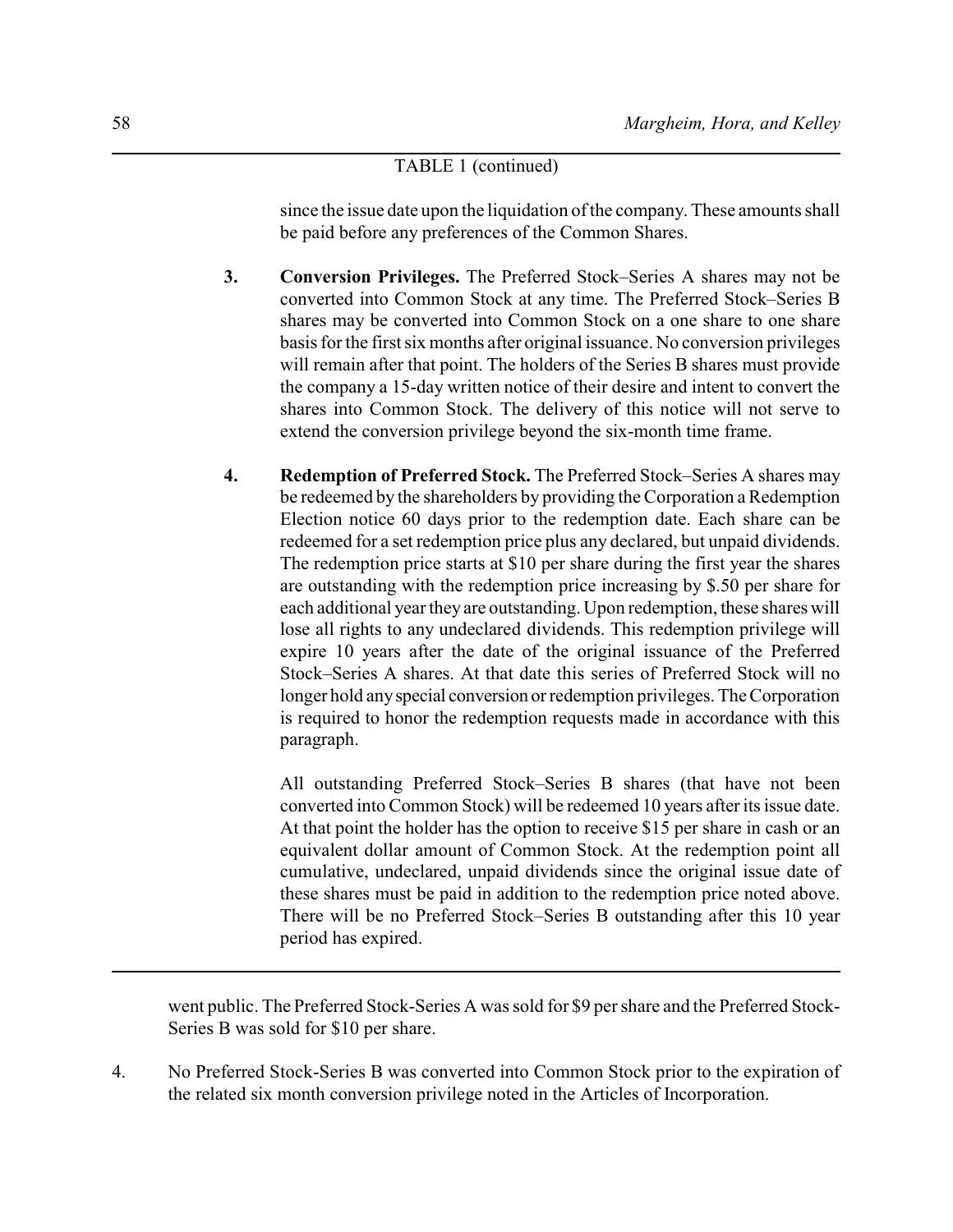TABLE 1 (continued)

since the issue date upon the liquidation of the company. These amounts shall be paid before any preferences of the Common Shares.

3. **Conversion Privileges.** The Preferred Stock–Series A shares may not be converted into Common Stock at any time. The Preferred Stock–Series B shares may be converted into Common Stock on a one share to one share basis for the first six months after original issuance. No conversion privileges will remain after that point. The holders of the Series B shares must provide the company a 15-day written notice of their desire and intent to convert the shares into Common Stock. The delivery of this notice will not serve to extend the conversion privilege beyond the six-month time frame.

4. **Redemption of Preferred Stock.** The Preferred Stock–Series A shares may be redeemed by the shareholders by providing the Corporation a Redemption Election notice 60 days prior to the redemption date. Each share can be redeemed for a set redemption price plus any declared, but unpaid dividends. The redemption price starts at $10 per share during the first year the shares are outstanding with the redemption price increasing by $.50 per share for each additional year they are outstanding. Upon redemption, these shares will lose all rights to any undeclared dividends. This redemption privilege will expire 10 years after the date of the original issuance of the Preferred Stock–Series A shares. At that date this series of Preferred Stock will no longer hold any special conversion or redemption privileges. The Corporation is required to honor the redemption requests made in accordance with this paragraph.

   All outstanding Preferred Stock–Series B shares (that have not been converted into Common Stock) will be redeemed 10 years after its issue date. At that point the holder has the option to receive $15 per share in cash or an equivalent dollar amount of Common Stock. At the redemption point all cumulative, undeclared, unpaid dividends since the original issue date of these shares must be paid in addition to the redemption price noted above. There will be no Preferred Stock–Series B outstanding after this 10 year period has expired.

---

went public. The Preferred Stock-Series A was sold for $9 per share and the Preferred Stock-Series B was sold for $10 per share.

4. No Preferred Stock-Series B was converted into Common Stock prior to the expiration of the related six month conversion privilege noted in the Articles of Incorporation.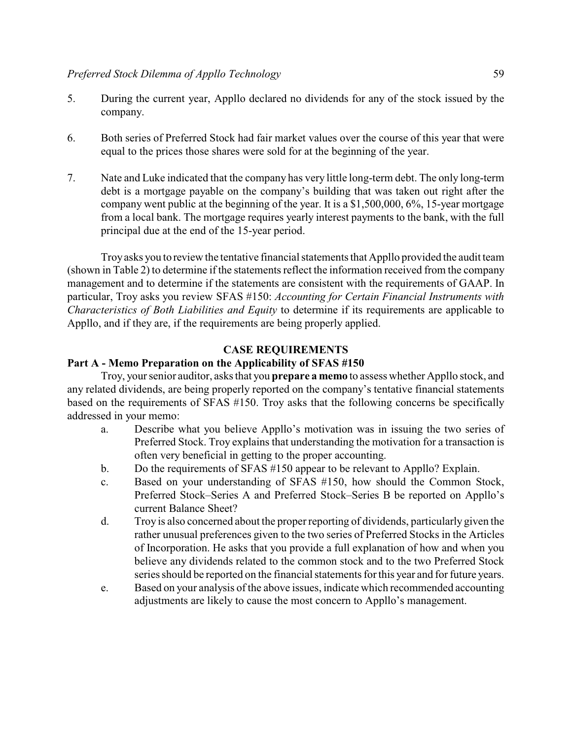5. During the current year, Appllo declared no dividends for any of the stock issued by the company.

6. Both series of Preferred Stock had fair market values over the course of this year that were equal to the prices those shares were sold for at the beginning of the year.

7. Nate and Luke indicated that the company has very little long-term debt. The only long-term debt is a mortgage payable on the company's building that was taken out right after the company went public at the beginning of the year. It is a $1,500,000, 6%, 15-year mortgage from a local bank. The mortgage requires yearly interest payments to the bank, with the full principal due at the end of the 15-year period.

Troy asks you to review the tentative financial statements that Appllo provided the audit team (shown in Table 2) to determine if the statements reflect the information received from the company management and to determine if the statements are consistent with the requirements of GAAP. In particular, Troy asks you review SFAS #150: *Accounting for Certain Financial Instruments with Characteristics of Both Liabilities and Equity* to determine if its requirements are applicable to Appllo, and if they are, if the requirements are being properly applied.

## CASE REQUIREMENTS

### Part A - Memo Preparation on the Applicability of SFAS #150

Troy, your senior auditor, asks that you **prepare a memo** to assess whether Appllo stock, and any related dividends, are being properly reported on the company's tentative financial statements based on the requirements of SFAS #150. Troy asks that the following concerns be specifically addressed in your memo:

a. Describe what you believe Appllo's motivation was in issuing the two series of Preferred Stock. Troy explains that understanding the motivation for a transaction is often very beneficial in getting to the proper accounting.

b. Do the requirements of SFAS #150 appear to be relevant to Appllo? Explain.

c. Based on your understanding of SFAS #150, how should the Common Stock, Preferred Stock–Series A and Preferred Stock–Series B be reported on Appllo's current Balance Sheet?

d. Troy is also concerned about the proper reporting of dividends, particularly given the rather unusual preferences given to the two series of Preferred Stocks in the Articles of Incorporation. He asks that you provide a full explanation of how and when you believe any dividends related to the common stock and to the two Preferred Stock series should be reported on the financial statements for this year and for future years.

e. Based on your analysis of the above issues, indicate which recommended accounting adjustments are likely to cause the most concern to Appllo's management.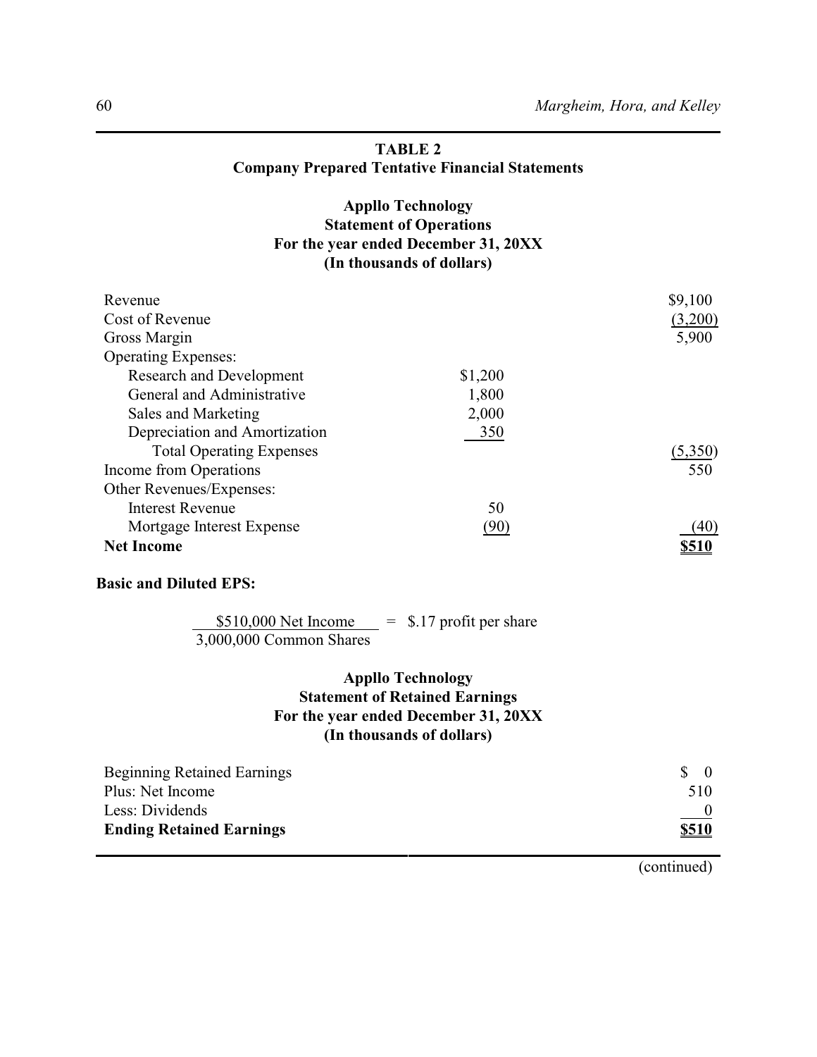**TABLE 2**
**Company Prepared Tentative Financial Statements**

**Appllo Technology**
**Statement of Operations**
**For the year ended December 31, 20XX**
**(In thousands of dollars)**

| | | |
|---|---|---|
| Revenue | | $9,100 |
| Cost of Revenue | | (3,200) |
| Gross Margin | | 5,900 |
| Operating Expenses: | | |
| Research and Development | $1,200 | |
| General and Administrative | 1,800 | |
| Sales and Marketing | 2,000 | |
| Depreciation and Amortization | 350 | |
| Total Operating Expenses | | (5,350) |
| Income from Operations | | 550 |
| Other Revenues/Expenses: | | |
| Interest Revenue | 50 | |
| Mortgage Interest Expense | (90) | (40) |
| **Net Income** | | **$510** |

**Basic and Diluted EPS:**

$$\frac{\$510{,}000 \text{ Net Income}}{3{,}000{,}000 \text{ Common Shares}} = \$.17 \text{ profit per share}$$

**Appllo Technology**
**Statement of Retained Earnings**
**For the year ended December 31, 20XX**
**(In thousands of dollars)**

| | |
|---|---|
| Beginning Retained Earnings | $ 0 |
| Plus: Net Income | 510 |
| Less: Dividends | 0 |
| **Ending Retained Earnings** | **$510** |

(continued)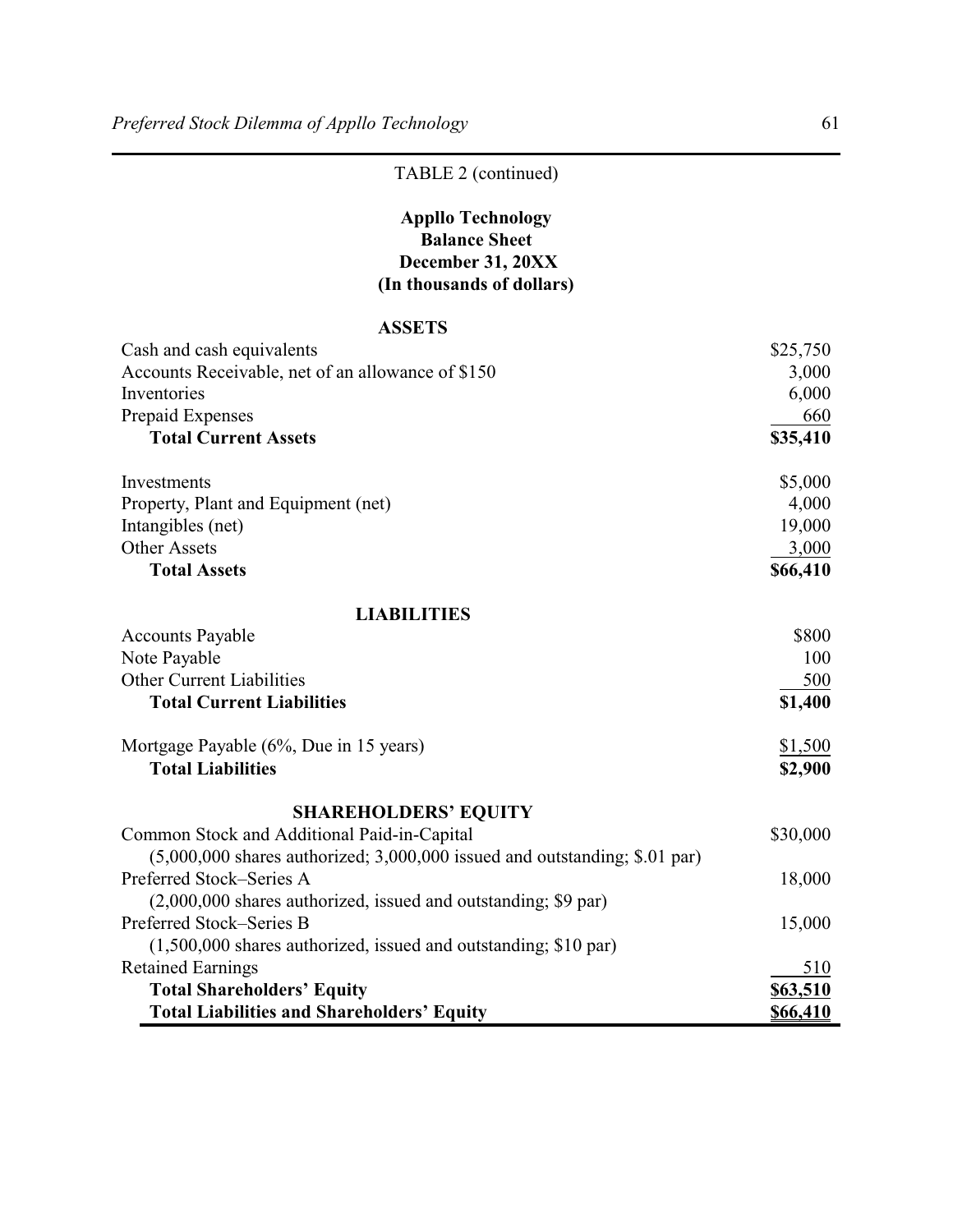TABLE 2 (continued)

**Appllo Technology**
**Balance Sheet**
**December 31, 20XX**
**(In thousands of dollars)**

| **ASSETS** | |
|---|---|
| Cash and cash equivalents | $25,750 |
| Accounts Receivable, net of an allowance of $150 | 3,000 |
| Inventories | 6,000 |
| Prepaid Expenses | 660 |
| **Total Current Assets** | **$35,410** |
| | |
| Investments | $5,000 |
| Property, Plant and Equipment (net) | 4,000 |
| Intangibles (net) | 19,000 |
| Other Assets | 3,000 |
| **Total Assets** | **$66,410** |
| | |
| **LIABILITIES** | |
| Accounts Payable | $800 |
| Note Payable | 100 |
| Other Current Liabilities | 500 |
| **Total Current Liabilities** | **$1,400** |
| | |
| Mortgage Payable (6%, Due in 15 years) | $1,500 |
| **Total Liabilities** | **$2,900** |
| | |
| **SHAREHOLDERS' EQUITY** | |
| Common Stock and Additional Paid-in-Capital (5,000,000 shares authorized; 3,000,000 issued and outstanding; $.01 par) | $30,000 |
| Preferred Stock–Series A (2,000,000 shares authorized, issued and outstanding; $9 par) | 18,000 |
| Preferred Stock–Series B (1,500,000 shares authorized, issued and outstanding; $10 par) | 15,000 |
| Retained Earnings | 510 |
| **Total Shareholders' Equity** | **$63,510** |
| **Total Liabilities and Shareholders' Equity** | **$66,410** |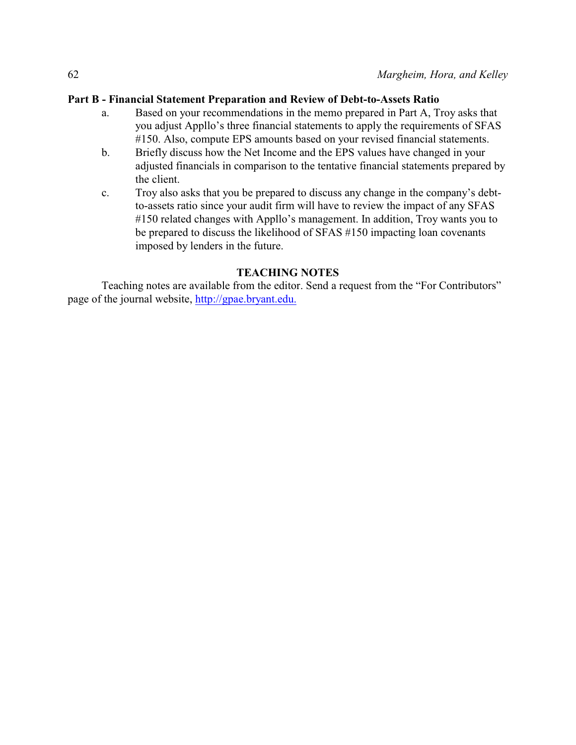**Part B - Financial Statement Preparation and Review of Debt-to-Assets Ratio**

a. Based on your recommendations in the memo prepared in Part A, Troy asks that you adjust Appllo's three financial statements to apply the requirements of SFAS #150. Also, compute EPS amounts based on your revised financial statements.

b. Briefly discuss how the Net Income and the EPS values have changed in your adjusted financials in comparison to the tentative financial statements prepared by the client.

c. Troy also asks that you be prepared to discuss any change in the company's debt-to-assets ratio since your audit firm will have to review the impact of any SFAS #150 related changes with Appllo's management. In addition, Troy wants you to be prepared to discuss the likelihood of SFAS #150 impacting loan covenants imposed by lenders in the future.

## TEACHING NOTES

Teaching notes are available from the editor. Send a request from the "For Contributors" page of the journal website, http://gpae.bryant.edu.